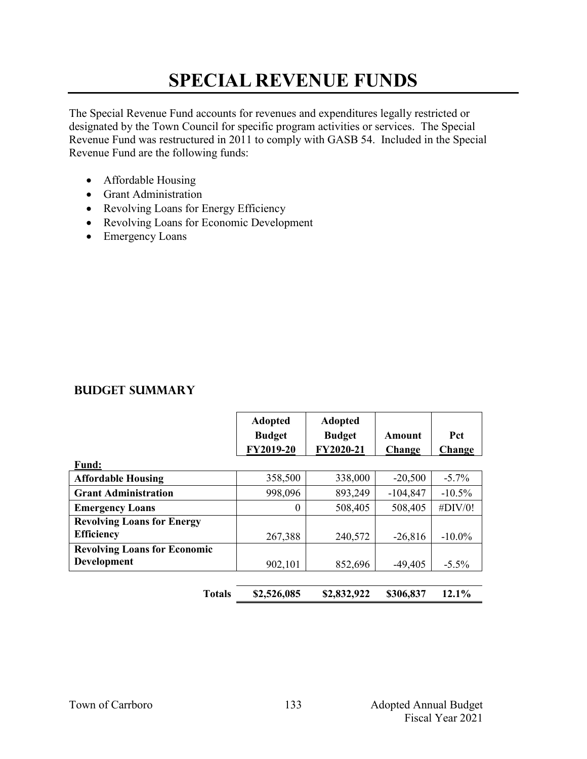# SPECIAL REVENUE FUNDS

The Special Revenue Fund accounts for revenues and expenditures legally restricted or designated by the Town Council for specific program activities or services. The Special Revenue Fund was restructured in 2011 to comply with GASB 54. Included in the Special Revenue Fund are the following funds:

- Affordable Housing
- Grant Administration
- Revolving Loans for Energy Efficiency
- Revolving Loans for Economic Development
- Emergency Loans

## BUDGET SUMMARY

| Fund: | Adopted Budget FY2019-20 | Adopted Budget FY2020-21 | Amount Change | Pct Change |
|---|---|---|---|---|
| **Affordable Housing** | 358,500 | 338,000 | -20,500 | -5.7% |
| **Grant Administration** | 998,096 | 893,249 | -104,847 | -10.5% |
| **Emergency Loans** | 0 | 508,405 | 508,405 | #DIV/0! |
| **Revolving Loans for Energy Efficiency** | 267,388 | 240,572 | -26,816 | -10.0% |
| **Revolving Loans for Economic Development** | 902,101 | 852,696 | -49,405 | -5.5% |
| **Totals** | **$2,526,085** | **$2,832,922** | **$306,837** | **12.1%** |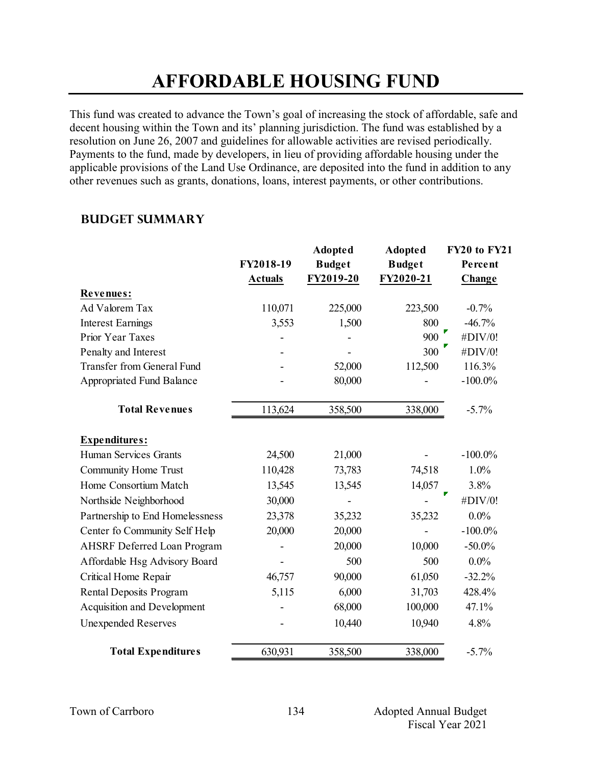# AFFORDABLE HOUSING FUND

This fund was created to advance the Town's goal of increasing the stock of affordable, safe and decent housing within the Town and its' planning jurisdiction. The fund was established by a resolution on June 26, 2007 and guidelines for allowable activities are revised periodically. Payments to the fund, made by developers, in lieu of providing affordable housing under the applicable provisions of the Land Use Ordinance, are deposited into the fund in addition to any other revenues such as grants, donations, loans, interest payments, or other contributions.

## BUDGET SUMMARY

| | FY2018-19 Actuals | Adopted Budget FY2019-20 | Adopted Budget FY2020-21 | FY20 to FY21 Percent Change |
|---|---|---|---|---|
| **Revenues:** | | | | |
| Ad Valorem Tax | 110,071 | 225,000 | 223,500 | -0.7% |
| Interest Earnings | 3,553 | 1,500 | 800 | -46.7% |
| Prior Year Taxes | - | - | 900 | #DIV/0! |
| Penalty and Interest | - | - | 300 | #DIV/0! |
| Transfer from General Fund | - | 52,000 | 112,500 | 116.3% |
| Appropriated Fund Balance | - | 80,000 | - | -100.0% |
| **Total Revenues** | 113,624 | 358,500 | 338,000 | -5.7% |
| **Expenditures:** | | | | |
| Human Services Grants | 24,500 | 21,000 | - | -100.0% |
| Community Home Trust | 110,428 | 73,783 | 74,518 | 1.0% |
| Home Consortium Match | 13,545 | 13,545 | 14,057 | 3.8% |
| Northside Neighborhood | 30,000 | - | - | #DIV/0! |
| Partnership to End Homelessness | 23,378 | 35,232 | 35,232 | 0.0% |
| Center fo Community Self Help | 20,000 | 20,000 | - | -100.0% |
| AHSRF Deferred Loan Program | - | 20,000 | 10,000 | -50.0% |
| Affordable Hsg Advisory Board | - | 500 | 500 | 0.0% |
| Critical Home Repair | 46,757 | 90,000 | 61,050 | -32.2% |
| Rental Deposits Program | 5,115 | 6,000 | 31,703 | 428.4% |
| Acquisition and Development | - | 68,000 | 100,000 | 47.1% |
| Unexpended Reserves | - | 10,440 | 10,940 | 4.8% |
| **Total Expenditures** | 630,931 | 358,500 | 338,000 | -5.7% |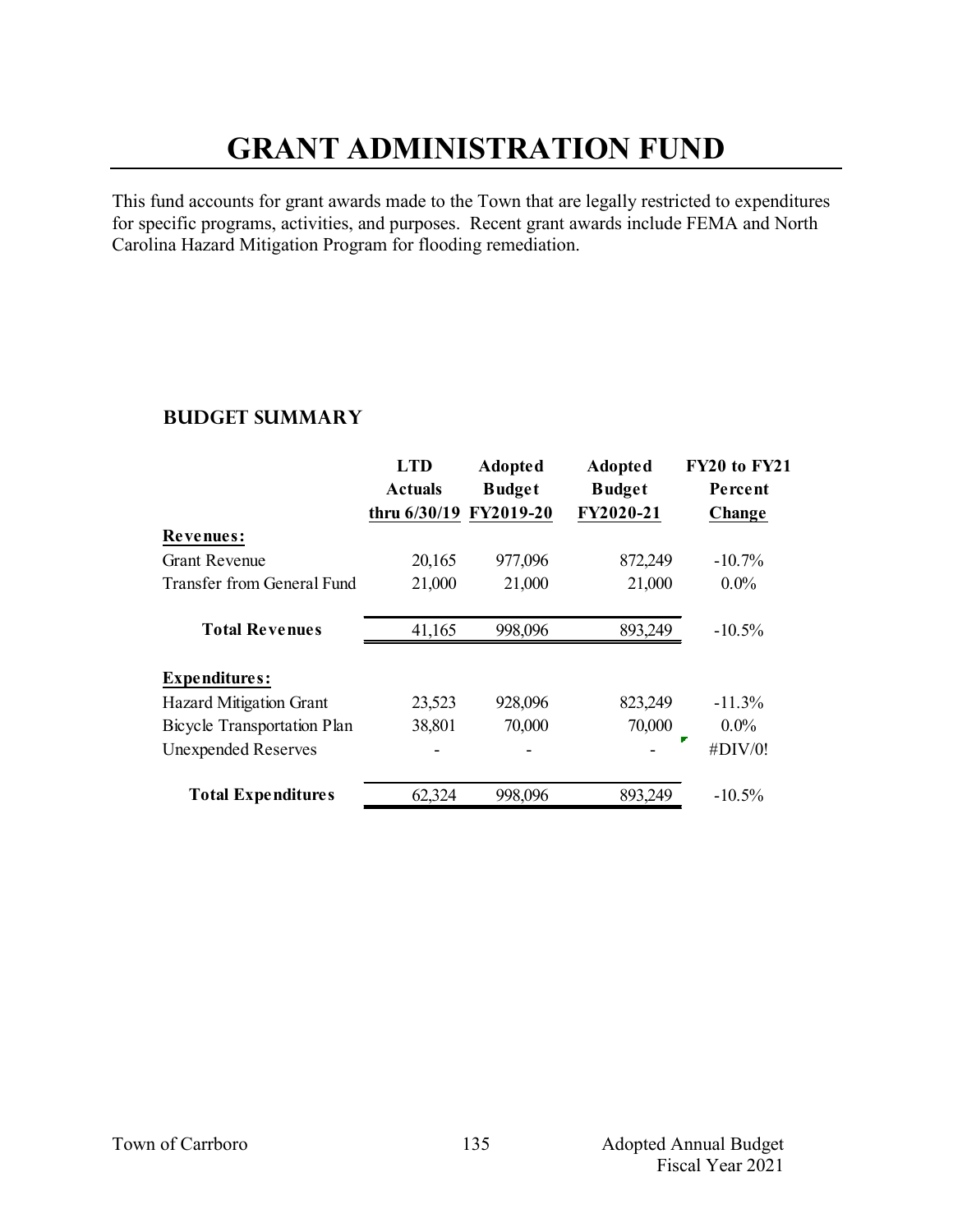# GRANT ADMINISTRATION FUND

This fund accounts for grant awards made to the Town that are legally restricted to expenditures for specific programs, activities, and purposes. Recent grant awards include FEMA and North Carolina Hazard Mitigation Program for flooding remediation.

## BUDGET SUMMARY

| | LTD Actuals thru 6/30/19 | Adopted Budget FY2019-20 | Adopted Budget FY2020-21 | FY20 to FY21 Percent Change |
|---|---|---|---|---|
| **Revenues:** | | | | |
| Grant Revenue | 20,165 | 977,096 | 872,249 | -10.7% |
| Transfer from General Fund | 21,000 | 21,000 | 21,000 | 0.0% |
| **Total Revenues** | 41,165 | 998,096 | 893,249 | -10.5% |
| **Expenditures:** | | | | |
| Hazard Mitigation Grant | 23,523 | 928,096 | 823,249 | -11.3% |
| Bicycle Transportation Plan | 38,801 | 70,000 | 70,000 | 0.0% |
| Unexpended Reserves | - | - | - | #DIV/0! |
| **Total Expenditures** | 62,324 | 998,096 | 893,249 | -10.5% |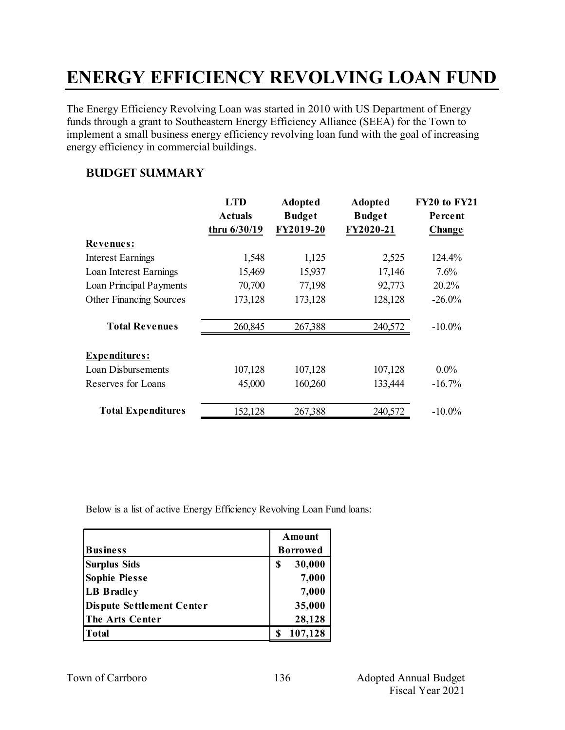# ENERGY EFFICIENCY REVOLVING LOAN FUND

The Energy Efficiency Revolving Loan was started in 2010 with US Department of Energy funds through a grant to Southeastern Energy Efficiency Alliance (SEEA) for the Town to implement a small business energy efficiency revolving loan fund with the goal of increasing energy efficiency in commercial buildings.

## BUDGET SUMMARY

| | LTD Actuals thru 6/30/19 | Adopted Budget FY2019-20 | Adopted Budget FY2020-21 | FY20 to FY21 Percent Change |
|---|---|---|---|---|
| **Revenues:** | | | | |
| Interest Earnings | 1,548 | 1,125 | 2,525 | 124.4% |
| Loan Interest Earnings | 15,469 | 15,937 | 17,146 | 7.6% |
| Loan Principal Payments | 70,700 | 77,198 | 92,773 | 20.2% |
| Other Financing Sources | 173,128 | 173,128 | 128,128 | -26.0% |
| **Total Revenues** | 260,845 | 267,388 | 240,572 | -10.0% |
| **Expenditures:** | | | | |
| Loan Disbursements | 107,128 | 107,128 | 107,128 | 0.0% |
| Reserves for Loans | 45,000 | 160,260 | 133,444 | -16.7% |
| **Total Expenditures** | 152,128 | 267,388 | 240,572 | -10.0% |

Below is a list of active Energy Efficiency Revolving Loan Fund loans:

| Business | Amount Borrowed |
|---|---|
| **Surplus Sids** | **$ 30,000** |
| **Sophie Piesse** | **7,000** |
| **LB Bradley** | **7,000** |
| **Dispute Settlement Center** | **35,000** |
| **The Arts Center** | **28,128** |
| **Total** | **$ 107,128** |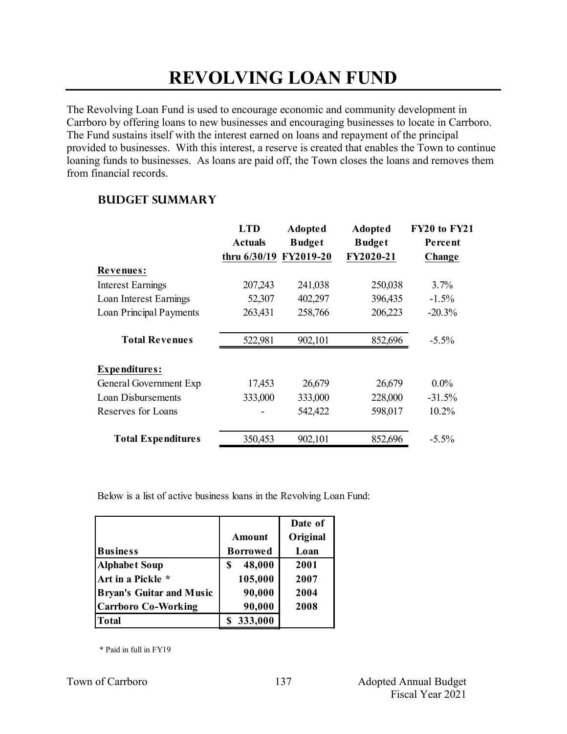# REVOLVING LOAN FUND

The Revolving Loan Fund is used to encourage economic and community development in Carrboro by offering loans to new businesses and encouraging businesses to locate in Carrboro. The Fund sustains itself with the interest earned on loans and repayment of the principal provided to businesses. With this interest, a reserve is created that enables the Town to continue loaning funds to businesses. As loans are paid off, the Town closes the loans and removes them from financial records.

## BUDGET SUMMARY

| | LTD Actuals thru 6/30/19 | Adopted Budget FY2019-20 | Adopted Budget FY2020-21 | FY20 to FY21 Percent Change |
|---|---|---|---|---|
| **Revenues:** | | | | |
| Interest Earnings | 207,243 | 241,038 | 250,038 | 3.7% |
| Loan Interest Earnings | 52,307 | 402,297 | 396,435 | -1.5% |
| Loan Principal Payments | 263,431 | 258,766 | 206,223 | -20.3% |
| **Total Revenues** | 522,981 | 902,101 | 852,696 | -5.5% |
| **Expenditures:** | | | | |
| General Government Exp | 17,453 | 26,679 | 26,679 | 0.0% |
| Loan Disbursements | 333,000 | 333,000 | 228,000 | -31.5% |
| Reserves for Loans | - | 542,422 | 598,017 | 10.2% |
| **Total Expenditures** | 350,453 | 902,101 | 852,696 | -5.5% |

Below is a list of active business loans in the Revolving Loan Fund:

| Business | Amount Borrowed | Date of Original Loan |
|---|---|---|
| **Alphabet Soup** | $ 48,000 | 2001 |
| **Art in a Pickle *** | 105,000 | 2007 |
| **Bryan's Guitar and Music** | 90,000 | 2004 |
| **Carrboro Co-Working** | 90,000 | 2008 |
| **Total** | $ 333,000 | |

\* Paid in full in FY19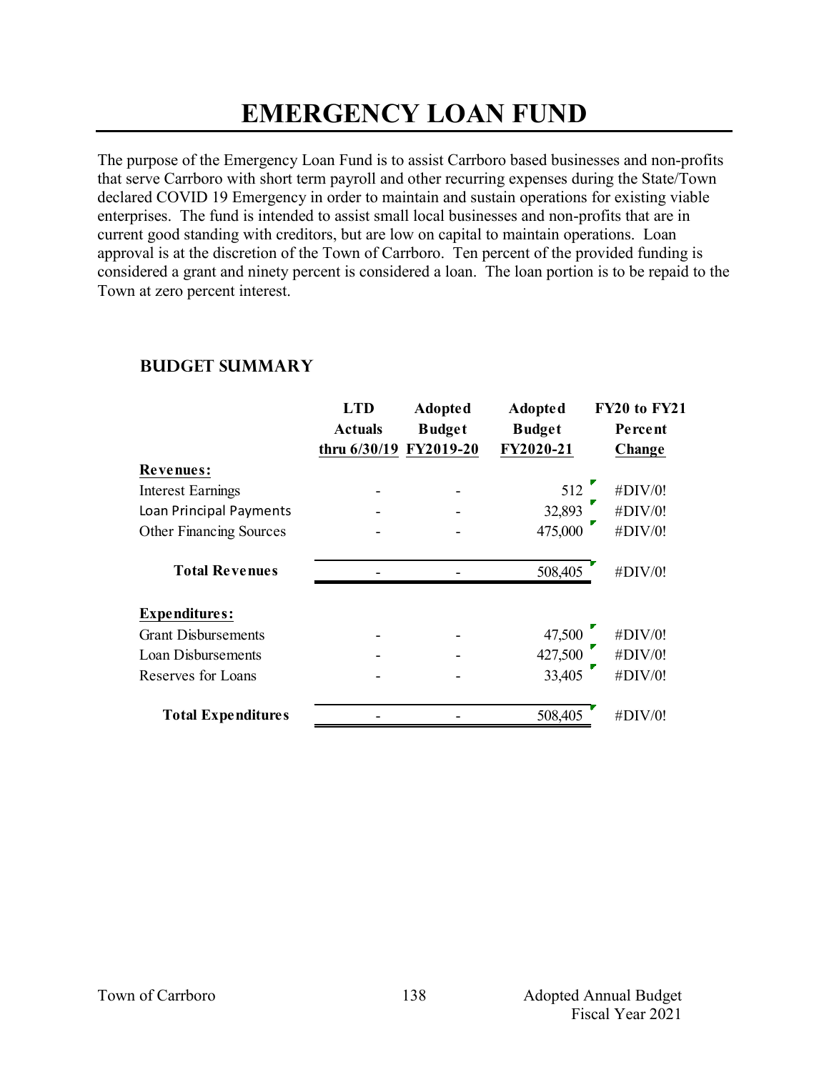# EMERGENCY LOAN FUND

The purpose of the Emergency Loan Fund is to assist Carrboro based businesses and non-profits that serve Carrboro with short term payroll and other recurring expenses during the State/Town declared COVID 19 Emergency in order to maintain and sustain operations for existing viable enterprises. The fund is intended to assist small local businesses and non-profits that are in current good standing with creditors, but are low on capital to maintain operations. Loan approval is at the discretion of the Town of Carrboro. Ten percent of the provided funding is considered a grant and ninety percent is considered a loan. The loan portion is to be repaid to the Town at zero percent interest.

## BUDGET SUMMARY

| | LTD Actuals thru 6/30/19 | Adopted Budget FY2019-20 | Adopted Budget FY2020-21 | FY20 to FY21 Percent Change |
|---|---|---|---|---|
| **Revenues:** | | | | |
| Interest Earnings | - | - | 512 | #DIV/0! |
| Loan Principal Payments | - | - | 32,893 | #DIV/0! |
| Other Financing Sources | - | - | 475,000 | #DIV/0! |
| **Total Revenues** | - | - | 508,405 | #DIV/0! |
| **Expenditures:** | | | | |
| Grant Disbursements | - | - | 47,500 | #DIV/0! |
| Loan Disbursements | - | - | 427,500 | #DIV/0! |
| Reserves for Loans | - | - | 33,405 | #DIV/0! |
| **Total Expenditures** | - | - | 508,405 | #DIV/0! |